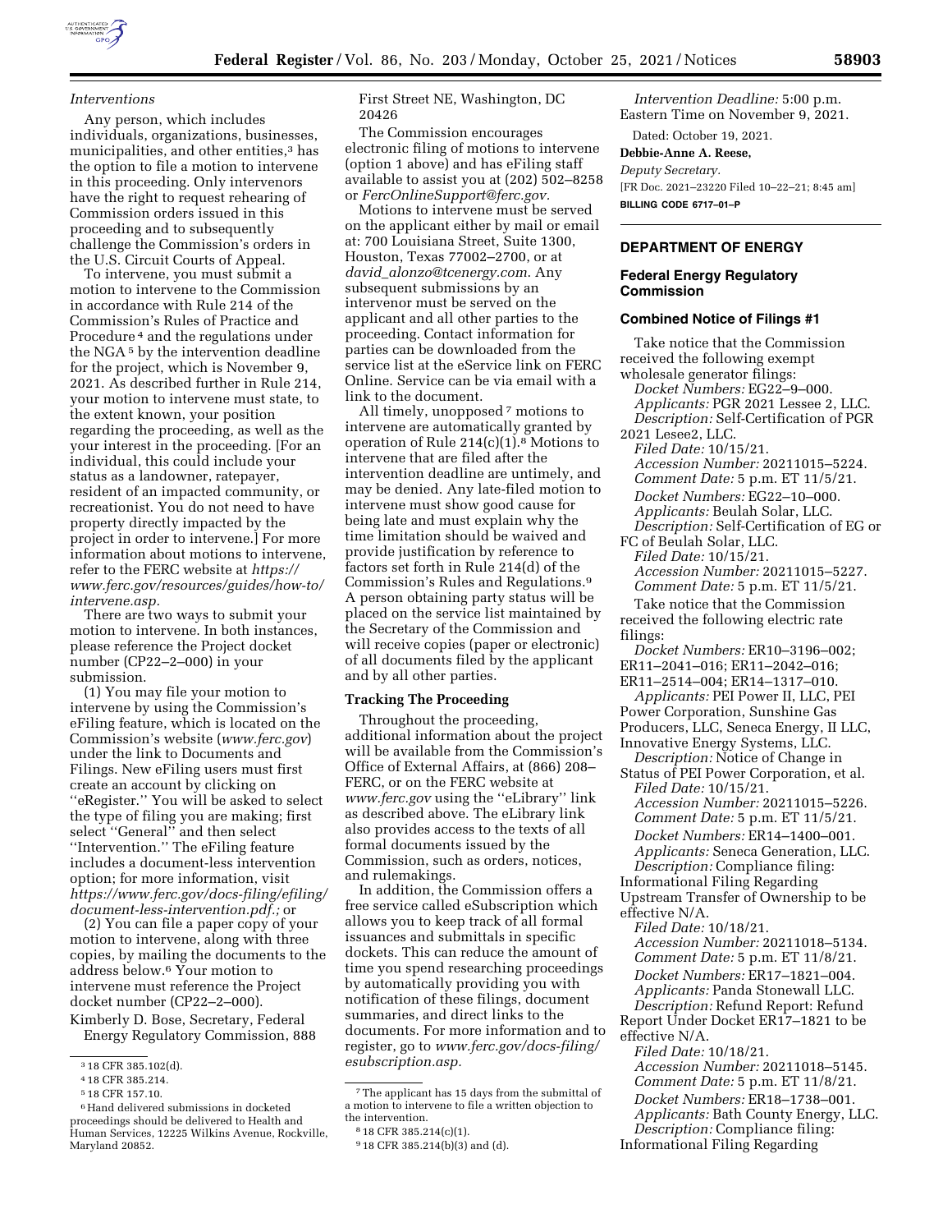### *Interventions*

Any person, which includes individuals, organizations, businesses, municipalities, and other entities,[3] has the option to file a motion to intervene in this proceeding. Only intervenors have the right to request rehearing of Commission orders issued in this proceeding and to subsequently challenge the Commission's orders in the U.S. Circuit Courts of Appeal.

To intervene, you must submit a motion to intervene to the Commission in accordance with Rule 214 of the Commission's Rules of Practice and Procedure[4] and the regulations under the NGA[5] by the intervention deadline for the project, which is November 9, 2021. As described further in Rule 214, your motion to intervene must state, to the extent known, your position regarding the proceeding, as well as the your interest in the proceeding. [For an individual, this could include your status as a landowner, ratepayer, resident of an impacted community, or recreationist. You do not need to have property directly impacted by the project in order to intervene.] For more information about motions to intervene, refer to the FERC website at *https://www.ferc.gov/resources/guides/how-to/intervene.asp.*

There are two ways to submit your motion to intervene. In both instances, please reference the Project docket number (CP22–2–000) in your submission.

(1) You may file your motion to intervene by using the Commission's eFiling feature, which is located on the Commission's website (*www.ferc.gov*) under the link to Documents and Filings. New eFiling users must first create an account by clicking on ''eRegister.'' You will be asked to select the type of filing you are making; first select ''General'' and then select ''Intervention.'' The eFiling feature includes a document-less intervention option; for more information, visit *https://www.ferc.gov/docs-filing/efiling/document-less-intervention.pdf.;* or

(2) You can file a paper copy of your motion to intervene, along with three copies, by mailing the documents to the address below.[6] Your motion to intervene must reference the Project docket number (CP22–2–000).

Kimberly D. Bose, Secretary, Federal Energy Regulatory Commission, 888 First Street NE, Washington, DC 20426

The Commission encourages electronic filing of motions to intervene (option 1 above) and has eFiling staff available to assist you at (202) 502–8258 or *FercOnlineSupport@ferc.gov.*

Motions to intervene must be served on the applicant either by mail or email at: 700 Louisiana Street, Suite 1300, Houston, Texas 77002–2700, or at *david_alonzo@tcenergy.com.* Any subsequent submissions by an intervenor must be served on the applicant and all other parties to the proceeding. Contact information for parties can be downloaded from the service list at the eService link on FERC Online. Service can be via email with a link to the document.

All timely, unopposed[7] motions to intervene are automatically granted by operation of Rule 214(c)(1).[8] Motions to intervene that are filed after the intervention deadline are untimely, and may be denied. Any late-filed motion to intervene must show good cause for being late and must explain why the time limitation should be waived and provide justification by reference to factors set forth in Rule 214(d) of the Commission's Rules and Regulations.[9] A person obtaining party status will be placed on the service list maintained by the Secretary of the Commission and will receive copies (paper or electronic) of all documents filed by the applicant and by all other parties.

### Tracking The Proceeding

Throughout the proceeding, additional information about the project will be available from the Commission's Office of External Affairs, at (866) 208–FERC, or on the FERC website at *www.ferc.gov* using the ''eLibrary'' link as described above. The eLibrary link also provides access to the texts of all formal documents issued by the Commission, such as orders, notices, and rulemakings.

In addition, the Commission offers a free service called eSubscription which allows you to keep track of all formal issuances and submittals in specific dockets. This can reduce the amount of time you spend researching proceedings by automatically providing you with notification of these filings, document summaries, and direct links to the documents. For more information and to register, go to *www.ferc.gov/docs-filing/esubscription.asp.*

*Intervention Deadline:* 5:00 p.m. Eastern Time on November 9, 2021.

Dated: October 19, 2021.

**Debbie-Anne A. Reese,**

*Deputy Secretary.*

[FR Doc. 2021–23220 Filed 10–22–21; 8:45 am]

**BILLING CODE 6717–01–P**

[3] 18 CFR 385.102(d).

[4] 18 CFR 385.214.

[5] 18 CFR 157.10.

[6] Hand delivered submissions in docketed proceedings should be delivered to Health and Human Services, 12225 Wilkins Avenue, Rockville, Maryland 20852.

[7] The applicant has 15 days from the submittal of a motion to intervene to file a written objection to the intervention.

[8] 18 CFR 385.214(c)(1).

[9] 18 CFR 385.214(b)(3) and (d).

## DEPARTMENT OF ENERGY

### Federal Energy Regulatory Commission

### Combined Notice of Filings #1

Take notice that the Commission received the following exempt wholesale generator filings:

*Docket Numbers:* EG22–9–000.
*Applicants:* PGR 2021 Lessee 2, LLC.
*Description:* Self-Certification of PGR 2021 Lesee2, LLC.
*Filed Date:* 10/15/21.
*Accession Number:* 20211015–5224.
*Comment Date:* 5 p.m. ET 11/5/21.

*Docket Numbers:* EG22–10–000.
*Applicants:* Beulah Solar, LLC.
*Description:* Self-Certification of EG or FC of Beulah Solar, LLC.
*Filed Date:* 10/15/21.
*Accession Number:* 20211015–5227.
*Comment Date:* 5 p.m. ET 11/5/21.

Take notice that the Commission received the following electric rate filings:

*Docket Numbers:* ER10–3196–002; ER11–2041–016; ER11–2042–016; ER11–2514–004; ER14–1317–010.
*Applicants:* PEI Power II, LLC, PEI Power Corporation, Sunshine Gas Producers, LLC, Seneca Energy, II LLC, Innovative Energy Systems, LLC.
*Description:* Notice of Change in Status of PEI Power Corporation, et al.
*Filed Date:* 10/15/21.
*Accession Number:* 20211015–5226.
*Comment Date:* 5 p.m. ET 11/5/21.

*Docket Numbers:* ER14–1400–001.
*Applicants:* Seneca Generation, LLC.
*Description:* Compliance filing: Informational Filing Regarding Upstream Transfer of Ownership to be effective N/A.
*Filed Date:* 10/18/21.
*Accession Number:* 20211018–5134.
*Comment Date:* 5 p.m. ET 11/8/21.

*Docket Numbers:* ER17–1821–004.
*Applicants:* Panda Stonewall LLC.
*Description:* Refund Report: Refund Report Under Docket ER17–1821 to be effective N/A.
*Filed Date:* 10/18/21.
*Accession Number:* 20211018–5145.
*Comment Date:* 5 p.m. ET 11/8/21.

*Docket Numbers:* ER18–1738–001.
*Applicants:* Bath County Energy, LLC.
*Description:* Compliance filing: Informational Filing Regarding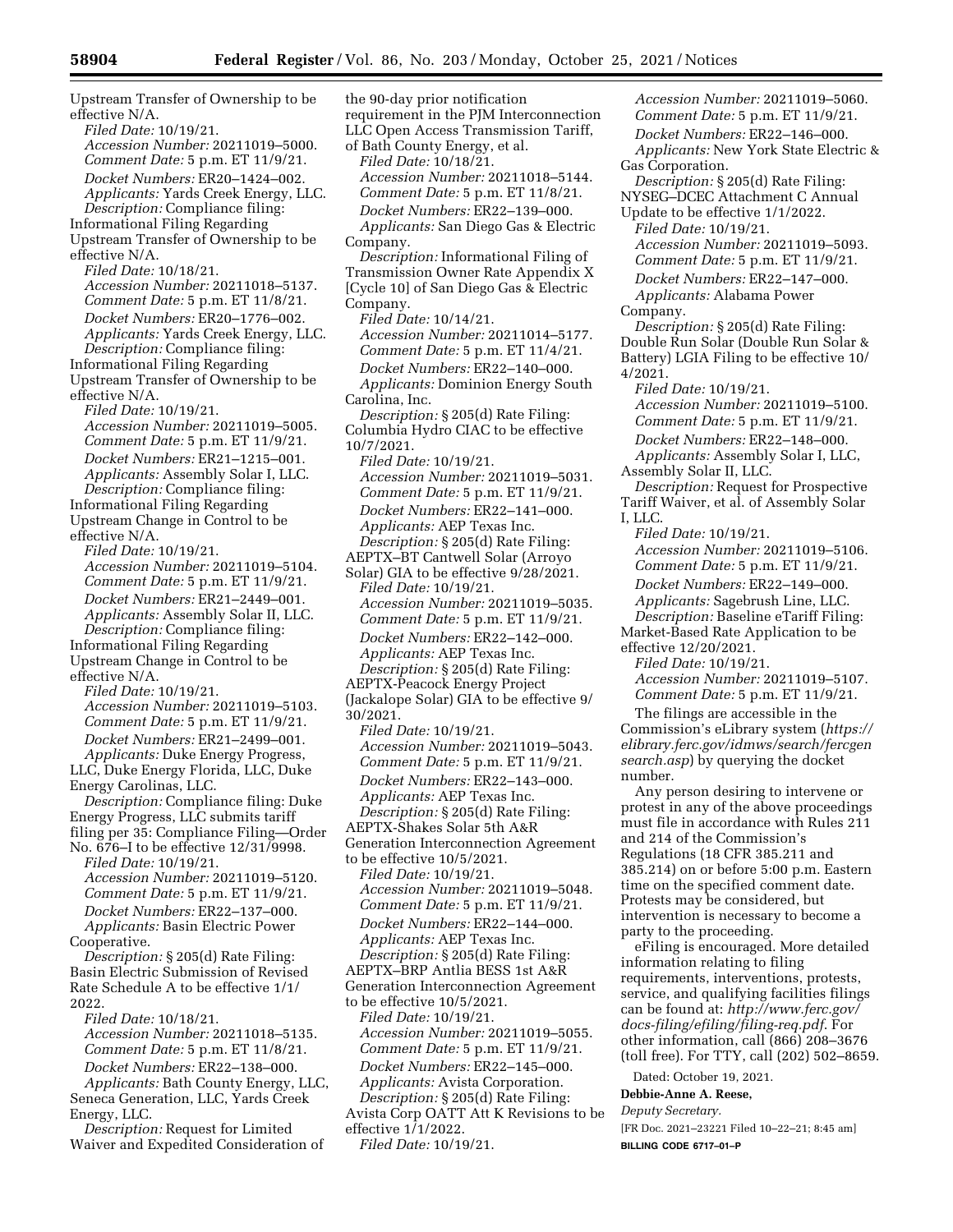Upstream Transfer of Ownership to be effective N/A.

*Filed Date:* 10/19/21.

*Accession Number:* 20211019–5000.

*Comment Date:* 5 p.m. ET 11/9/21.

*Docket Numbers:* ER20–1424–002.

*Applicants:* Yards Creek Energy, LLC.

*Description:* Compliance filing: Informational Filing Regarding Upstream Transfer of Ownership to be effective N/A.

*Filed Date:* 10/18/21.

*Accession Number:* 20211018–5137.

*Comment Date:* 5 p.m. ET 11/8/21.

*Docket Numbers:* ER20–1776–002.

*Applicants:* Yards Creek Energy, LLC.

*Description:* Compliance filing: Informational Filing Regarding Upstream Transfer of Ownership to be effective N/A.

*Filed Date:* 10/19/21.

*Accession Number:* 20211019–5005.

*Comment Date:* 5 p.m. ET 11/9/21.

*Docket Numbers:* ER21–1215–001.

*Applicants:* Assembly Solar I, LLC.

*Description:* Compliance filing: Informational Filing Regarding Upstream Change in Control to be effective N/A.

*Filed Date:* 10/19/21.

*Accession Number:* 20211019–5104.

*Comment Date:* 5 p.m. ET 11/9/21.

*Docket Numbers:* ER21–2449–001.

*Applicants:* Assembly Solar II, LLC.

*Description:* Compliance filing: Informational Filing Regarding Upstream Change in Control to be effective N/A.

*Filed Date:* 10/19/21.

*Accession Number:* 20211019–5103.

*Comment Date:* 5 p.m. ET 11/9/21.

*Docket Numbers:* ER21–2499–001.

*Applicants:* Duke Energy Progress, LLC, Duke Energy Florida, LLC, Duke Energy Carolinas, LLC.

*Description:* Compliance filing: Duke Energy Progress, LLC submits tariff filing per 35: Compliance Filing—Order No. 676–I to be effective 12/31/9998.

*Filed Date:* 10/19/21.

*Accession Number:* 20211019–5120.

*Comment Date:* 5 p.m. ET 11/9/21.

*Docket Numbers:* ER22–137–000.

*Applicants:* Basin Electric Power Cooperative.

*Description:* § 205(d) Rate Filing: Basin Electric Submission of Revised Rate Schedule A to be effective 1/1/2022.

*Filed Date:* 10/18/21.

*Accession Number:* 20211018–5135.

*Comment Date:* 5 p.m. ET 11/8/21.

*Docket Numbers:* ER22–138–000.

*Applicants:* Bath County Energy, LLC, Seneca Generation, LLC, Yards Creek Energy, LLC.

*Description:* Request for Limited Waiver and Expedited Consideration of the 90-day prior notification requirement in the PJM Interconnection LLC Open Access Transmission Tariff, of Bath County Energy, et al.

*Filed Date:* 10/18/21.

*Accession Number:* 20211018–5144.

*Comment Date:* 5 p.m. ET 11/8/21.

*Docket Numbers:* ER22–139–000.

*Applicants:* San Diego Gas & Electric Company.

*Description:* Informational Filing of Transmission Owner Rate Appendix X [Cycle 10] of San Diego Gas & Electric Company.

*Filed Date:* 10/14/21.

*Accession Number:* 20211014–5177.

*Comment Date:* 5 p.m. ET 11/4/21.

*Docket Numbers:* ER22–140–000.

*Applicants:* Dominion Energy South Carolina, Inc.

*Description:* § 205(d) Rate Filing: Columbia Hydro CIAC to be effective 10/7/2021.

*Filed Date:* 10/19/21.

*Accession Number:* 20211019–5031.

*Comment Date:* 5 p.m. ET 11/9/21.

*Docket Numbers:* ER22–141–000.

*Applicants:* AEP Texas Inc.

*Description:* § 205(d) Rate Filing: AEPTX–BT Cantwell Solar (Arroyo Solar) GIA to be effective 9/28/2021.

*Filed Date:* 10/19/21.

*Accession Number:* 20211019–5035.

*Comment Date:* 5 p.m. ET 11/9/21.

*Docket Numbers:* ER22–142–000.

*Applicants:* AEP Texas Inc.

*Description:* § 205(d) Rate Filing: AEPTX-Peacock Energy Project (Jackalope Solar) GIA to be effective 9/30/2021.

*Filed Date:* 10/19/21.

*Accession Number:* 20211019–5043.

*Comment Date:* 5 p.m. ET 11/9/21.

*Docket Numbers:* ER22–143–000.

*Applicants:* AEP Texas Inc.

*Description:* § 205(d) Rate Filing: AEPTX-Shakes Solar 5th A&R Generation Interconnection Agreement to be effective 10/5/2021.

*Filed Date:* 10/19/21.

*Accession Number:* 20211019–5048.

*Comment Date:* 5 p.m. ET 11/9/21.

*Docket Numbers:* ER22–144–000.

*Applicants:* AEP Texas Inc.

*Description:* § 205(d) Rate Filing: AEPTX–BRP Antlia BESS 1st A&R Generation Interconnection Agreement to be effective 10/5/2021.

*Filed Date:* 10/19/21.

*Accession Number:* 20211019–5055.

*Comment Date:* 5 p.m. ET 11/9/21.

*Docket Numbers:* ER22–145–000.

*Applicants:* Avista Corporation.

*Description:* § 205(d) Rate Filing: Avista Corp OATT Att K Revisions to be effective 1/1/2022.

*Filed Date:* 10/19/21.

*Accession Number:* 20211019–5060.

*Comment Date:* 5 p.m. ET 11/9/21.

*Docket Numbers:* ER22–146–000.

*Applicants:* New York State Electric & Gas Corporation.

*Description:* § 205(d) Rate Filing: NYSEG–DCEC Attachment C Annual Update to be effective 1/1/2022.

*Filed Date:* 10/19/21.

*Accession Number:* 20211019–5093.

*Comment Date:* 5 p.m. ET 11/9/21.

*Docket Numbers:* ER22–147–000.

*Applicants:* Alabama Power Company.

*Description:* § 205(d) Rate Filing: Double Run Solar (Double Run Solar & Battery) LGIA Filing to be effective 10/4/2021.

*Filed Date:* 10/19/21.

*Accession Number:* 20211019–5100.

*Comment Date:* 5 p.m. ET 11/9/21.

*Docket Numbers:* ER22–148–000.

*Applicants:* Assembly Solar I, LLC, Assembly Solar II, LLC.

*Description:* Request for Prospective Tariff Waiver, et al. of Assembly Solar I, LLC.

*Filed Date:* 10/19/21.

*Accession Number:* 20211019–5106.

*Comment Date:* 5 p.m. ET 11/9/21.

*Docket Numbers:* ER22–149–000.

*Applicants:* Sagebrush Line, LLC.

*Description:* Baseline eTariff Filing: Market-Based Rate Application to be effective 12/20/2021.

*Filed Date:* 10/19/21.

*Accession Number:* 20211019–5107.

*Comment Date:* 5 p.m. ET 11/9/21.

The filings are accessible in the Commission's eLibrary system (*https://elibrary.ferc.gov/idmws/search/fercgensearch.asp*) by querying the docket number.

Any person desiring to intervene or protest in any of the above proceedings must file in accordance with Rules 211 and 214 of the Commission's Regulations (18 CFR 385.211 and 385.214) on or before 5:00 p.m. Eastern time on the specified comment date. Protests may be considered, but intervention is necessary to become a party to the proceeding.

eFiling is encouraged. More detailed information relating to filing requirements, interventions, protests, service, and qualifying facilities filings can be found at: *http://www.ferc.gov/docs-filing/efiling/filing-req.pdf*. For other information, call (866) 208–3676 (toll free). For TTY, call (202) 502–8659.

Dated: October 19, 2021.

**Debbie-Anne A. Reese,**

*Deputy Secretary.*

[FR Doc. 2021–23221 Filed 10–22–21; 8:45 am]

**BILLING CODE 6717–01–P**